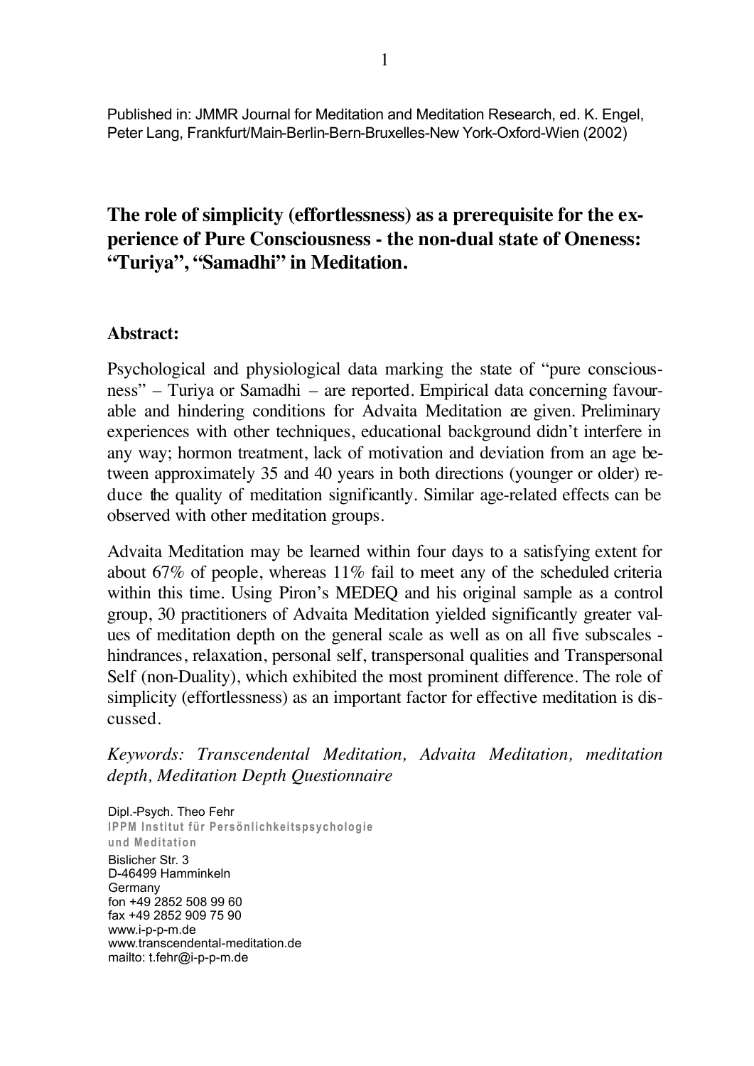Published in: JMMR Journal for Meditation and Meditation Research, ed. K. Engel, Peter Lang, Frankfurt/Main-Berlin-Bern-Bruxelles-New York-Oxford-Wien (2002)

# The role of simplicity (effortlessness) as a prerequisite for the experience of Pure Consciousness - the non-dual state of Oneness: "Turiya", "Samadhi" in Meditation.

## Abstract:

Psychological and physiological data marking the state of "pure consciousness" – Turiya or Samadhi – are reported. Empirical data concerning favourable and hindering conditions for Advaita Meditation are given. Preliminary experiences with other techniques, educational background didn't interfere in any way; hormon treatment, lack of motivation and deviation from an age between approximately 35 and 40 years in both directions (younger or older) reduce the quality of meditation significantly. Similar age-related effects can be observed with other meditation groups.

Advaita Meditation may be learned within four days to a satisfying extent for about 67% of people, whereas 11% fail to meet any of the scheduled criteria within this time. Using Piron's MEDEQ and his original sample as a control group, 30 practitioners of Advaita Meditation yielded significantly greater values of meditation depth on the general scale as well as on all five subscales - hindrances, relaxation, personal self, transpersonal qualities and Transpersonal Self (non-Duality), which exhibited the most prominent difference. The role of simplicity (effortlessness) as an important factor for effective meditation is discussed.

*Keywords: Transcendental Meditation, Advaita Meditation, meditation depth, Meditation Depth Questionnaire*

Dipl.-Psych. Theo Fehr
**IPPM Institut für Persönlichkeitspsychologie und Meditation**
Bislicher Str. 3
D-46499 Hamminkeln
Germany
fon +49 2852 508 99 60
fax +49 2852 909 75 90
www.i-p-p-m.de
www.transcendental-meditation.de
mailto: t.fehr@i-p-p-m.de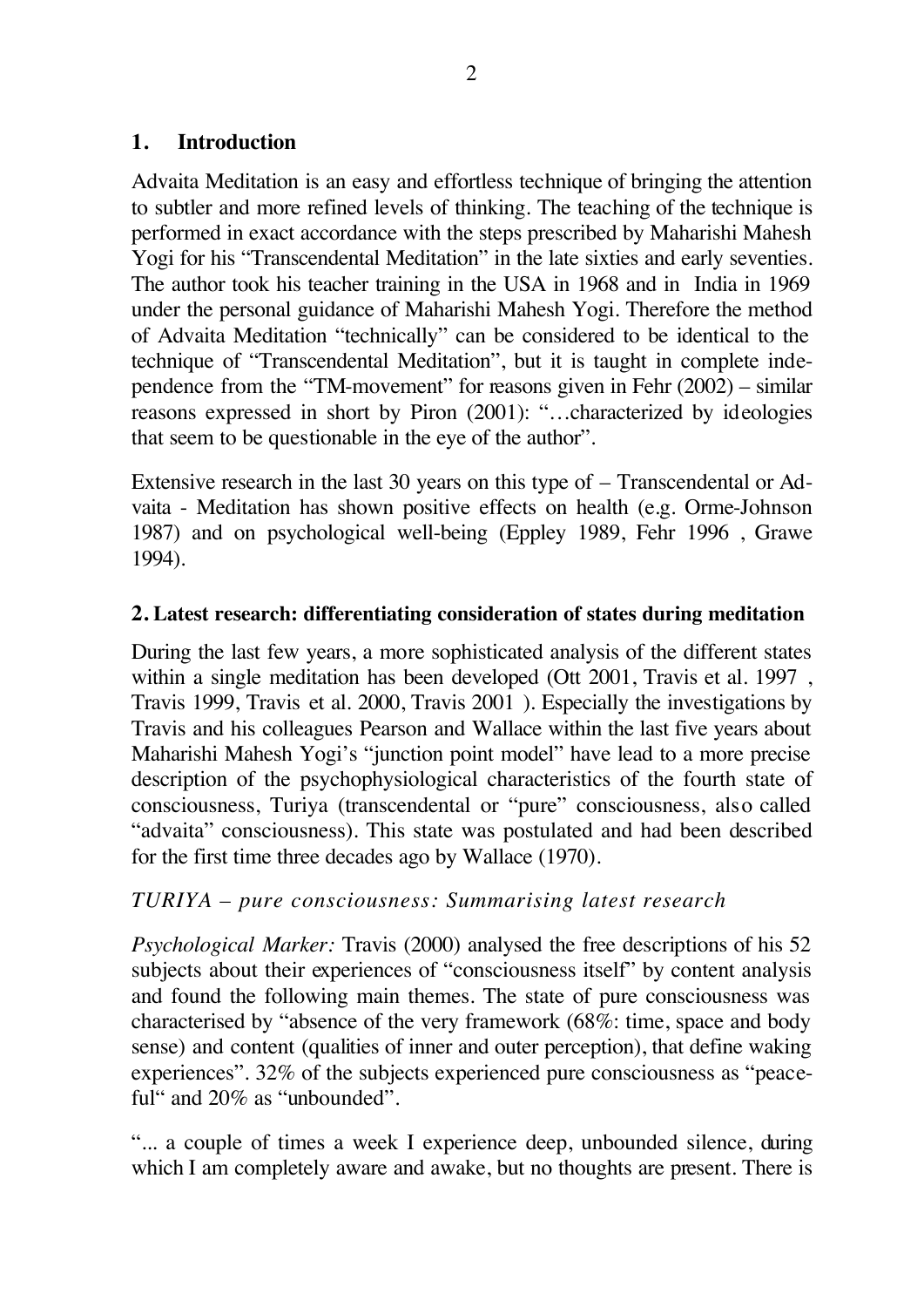## 1. Introduction

Advaita Meditation is an easy and effortless technique of bringing the attention to subtler and more refined levels of thinking. The teaching of the technique is performed in exact accordance with the steps prescribed by Maharishi Mahesh Yogi for his "Transcendental Meditation" in the late sixties and early seventies. The author took his teacher training in the USA in 1968 and in India in 1969 under the personal guidance of Maharishi Mahesh Yogi. Therefore the method of Advaita Meditation "technically" can be considered to be identical to the technique of "Transcendental Meditation", but it is taught in complete independence from the "TM-movement" for reasons given in Fehr (2002) – similar reasons expressed in short by Piron (2001): "…characterized by ideologies that seem to be questionable in the eye of the author".

Extensive research in the last 30 years on this type of – Transcendental or Advaita - Meditation has shown positive effects on health (e.g. Orme-Johnson 1987) and on psychological well-being (Eppley 1989, Fehr 1996 , Grawe 1994).

## 2. Latest research: differentiating consideration of states during meditation

During the last few years, a more sophisticated analysis of the different states within a single meditation has been developed (Ott 2001, Travis et al. 1997 , Travis 1999, Travis et al. 2000, Travis 2001 ). Especially the investigations by Travis and his colleagues Pearson and Wallace within the last five years about Maharishi Mahesh Yogi's "junction point model" have lead to a more precise description of the psychophysiological characteristics of the fourth state of consciousness, Turiya (transcendental or "pure" consciousness, also called "advaita" consciousness). This state was postulated and had been described for the first time three decades ago by Wallace (1970).

*TURIYA – pure consciousness: Summarising latest research*

*Psychological Marker:* Travis (2000) analysed the free descriptions of his 52 subjects about their experiences of "consciousness itself" by content analysis and found the following main themes. The state of pure consciousness was characterised by "absence of the very framework (68%: time, space and body sense) and content (qualities of inner and outer perception), that define waking experiences". 32% of the subjects experienced pure consciousness as "peaceful" and 20% as "unbounded".

"... a couple of times a week I experience deep, unbounded silence, during which I am completely aware and awake, but no thoughts are present. There is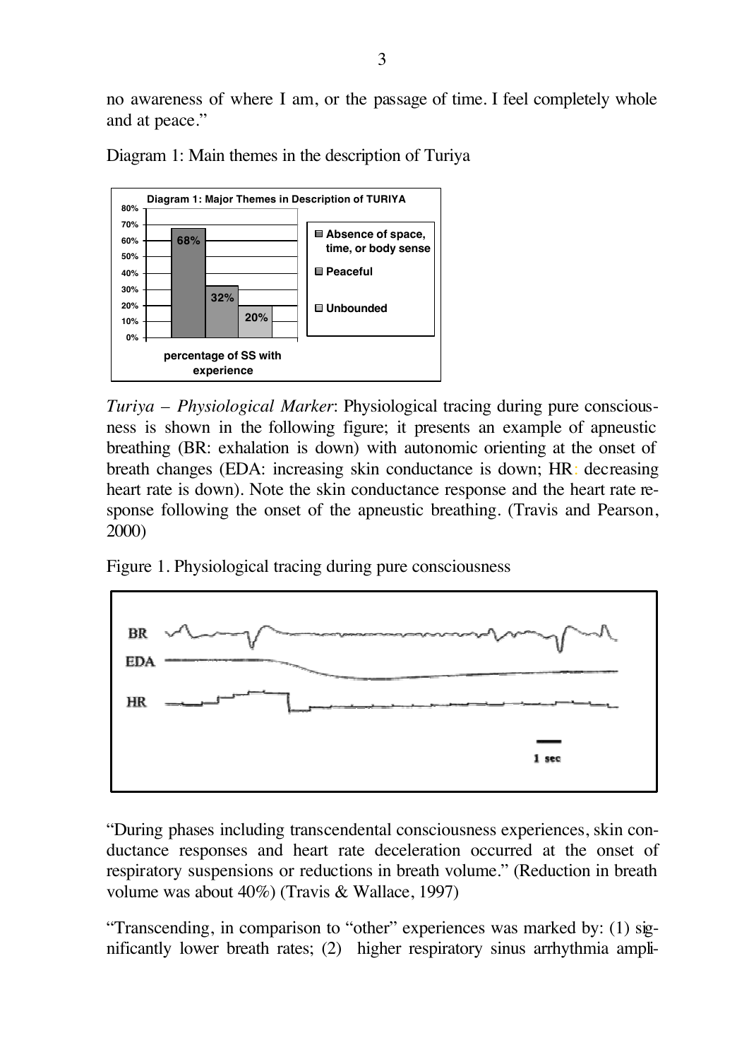no awareness of where I am, or the passage of time. I feel completely whole and at peace."

Diagram 1: Main themes in the description of Turiya

*Turiya – Physiological Marker*: Physiological tracing during pure consciousness is shown in the following figure; it presents an example of apneustic breathing (BR: exhalation is down) with autonomic orienting at the onset of breath changes (EDA: increasing skin conductance is down; HR: decreasing heart rate is down). Note the skin conductance response and the heart rate response following the onset of the apneustic breathing. (Travis and Pearson, 2000)

Figure 1. Physiological tracing during pure consciousness

"During phases including transcendental consciousness experiences, skin conductance responses and heart rate deceleration occurred at the onset of respiratory suspensions or reductions in breath volume." (Reduction in breath volume was about 40%) (Travis & Wallace, 1997)

"Transcending, in comparison to "other" experiences was marked by: (1) significantly lower breath rates; (2) higher respiratory sinus arrhythmia ampli-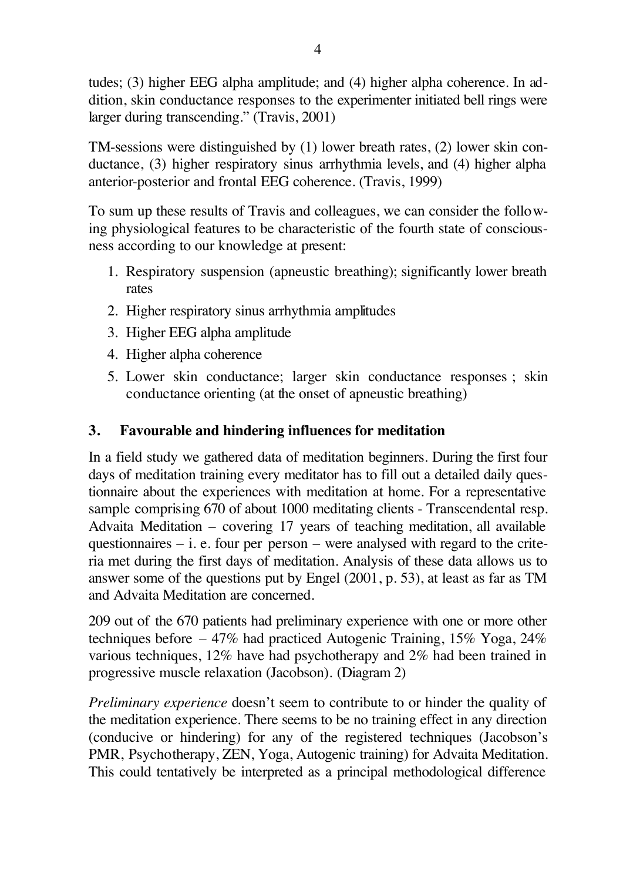tudes; (3) higher EEG alpha amplitude; and (4) higher alpha coherence. In addition, skin conductance responses to the experimenter initiated bell rings were larger during transcending." (Travis, 2001)

TM-sessions were distinguished by (1) lower breath rates, (2) lower skin conductance, (3) higher respiratory sinus arrhythmia levels, and (4) higher alpha anterior-posterior and frontal EEG coherence. (Travis, 1999)

To sum up these results of Travis and colleagues, we can consider the following physiological features to be characteristic of the fourth state of consciousness according to our knowledge at present:

1. Respiratory suspension (apneustic breathing); significantly lower breath rates
2. Higher respiratory sinus arrhythmia amplitudes
3. Higher EEG alpha amplitude
4. Higher alpha coherence
5. Lower skin conductance; larger skin conductance responses ; skin conductance orienting (at the onset of apneustic breathing)

## 3. Favourable and hindering influences for meditation

In a field study we gathered data of meditation beginners. During the first four days of meditation training every meditator has to fill out a detailed daily questionnaire about the experiences with meditation at home. For a representative sample comprising 670 of about 1000 meditating clients - Transcendental resp. Advaita Meditation – covering 17 years of teaching meditation, all available questionnaires – i. e. four per person – were analysed with regard to the criteria met during the first days of meditation. Analysis of these data allows us to answer some of the questions put by Engel (2001, p. 53), at least as far as TM and Advaita Meditation are concerned.

209 out of the 670 patients had preliminary experience with one or more other techniques before – 47% had practiced Autogenic Training, 15% Yoga, 24% various techniques, 12% have had psychotherapy and 2% had been trained in progressive muscle relaxation (Jacobson). (Diagram 2)

*Preliminary experience* doesn't seem to contribute to or hinder the quality of the meditation experience. There seems to be no training effect in any direction (conducive or hindering) for any of the registered techniques (Jacobson's PMR, Psychotherapy, ZEN, Yoga, Autogenic training) for Advaita Meditation. This could tentatively be interpreted as a principal methodological difference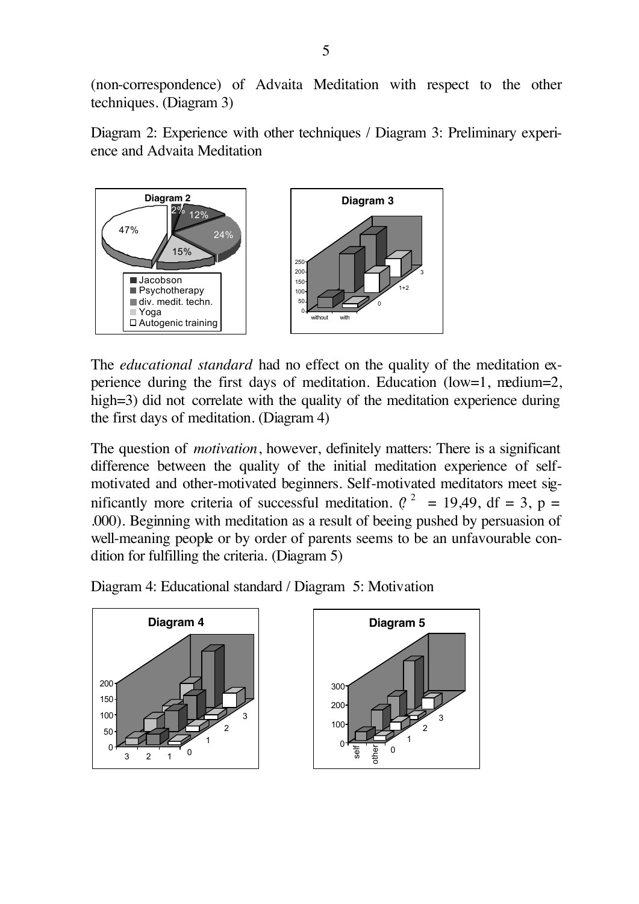(non-correspondence) of Advaita Meditation with respect to the other techniques. (Diagram 3)

Diagram 2: Experience with other techniques / Diagram 3: Preliminary experience and Advaita Meditation

The *educational standard* had no effect on the quality of the meditation experience during the first days of meditation. Education (low=1, medium=2, high=3) did not correlate with the quality of the meditation experience during the first days of meditation. (Diagram 4)

The question of *motivation*, however, definitely matters: There is a significant difference between the quality of the initial meditation experience of self-motivated and other-motivated beginners. Self-motivated meditators meet significantly more criteria of successful meditation. ($\chi^2$ = 19,49, df = 3, p = .000). Beginning with meditation as a result of beeing pushed by persuasion of well-meaning people or by order of parents seems to be an unfavourable condition for fulfilling the criteria. (Diagram 5)

Diagram 4: Educational standard / Diagram 5: Motivation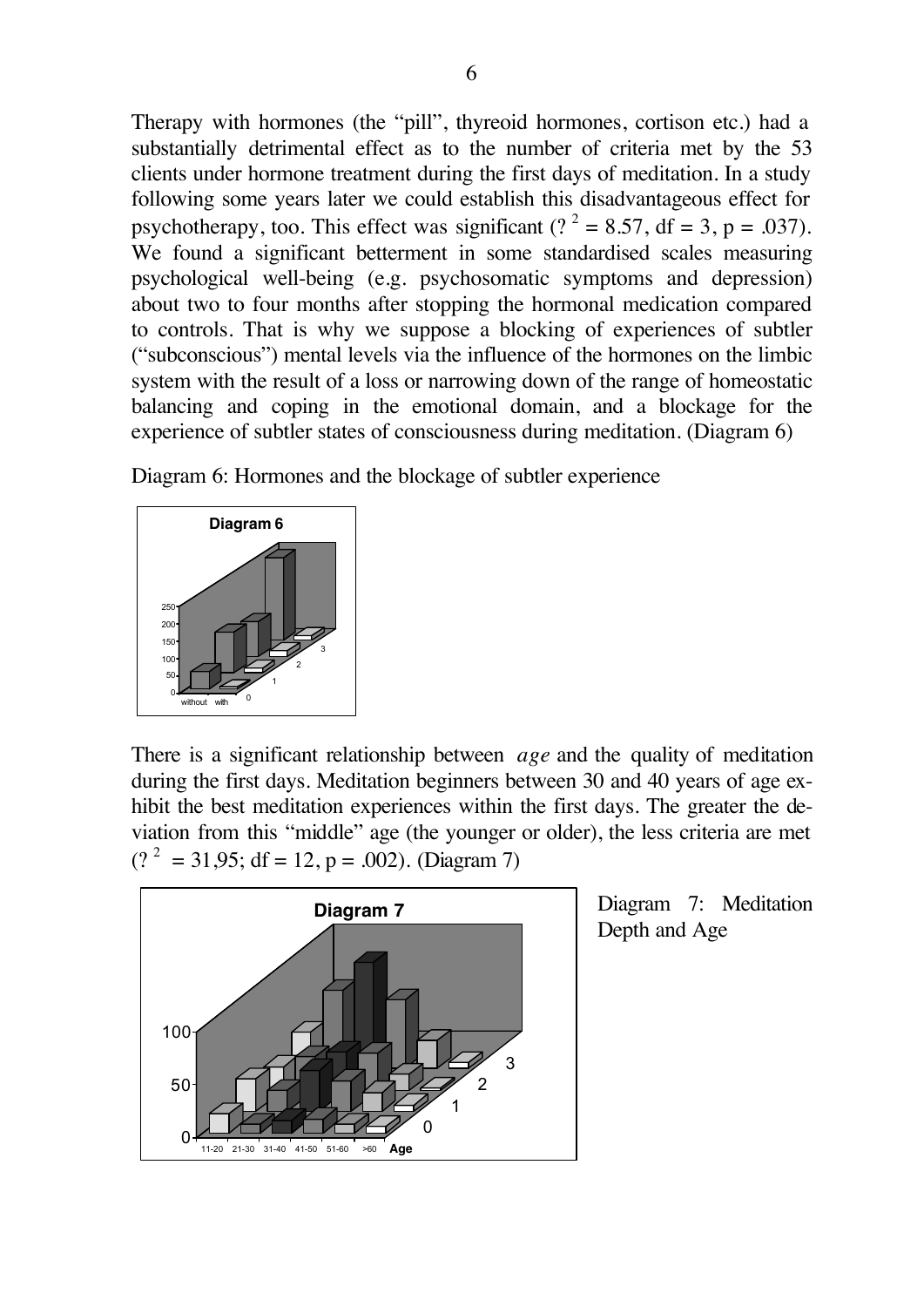Therapy with hormones (the "pill", thyreoid hormones, cortison etc.) had a substantially detrimental effect as to the number of criteria met by the 53 clients under hormone treatment during the first days of meditation. In a study following some years later we could establish this disadvantageous effect for psychotherapy, too. This effect was significant ($?^2 = 8.57$, df = 3, p = .037). We found a significant betterment in some standardised scales measuring psychological well-being (e.g. psychosomatic symptoms and depression) about two to four months after stopping the hormonal medication compared to controls. That is why we suppose a blocking of experiences of subtler ("subconscious") mental levels via the influence of the hormones on the limbic system with the result of a loss or narrowing down of the range of homeostatic balancing and coping in the emotional domain, and a blockage for the experience of subtler states of consciousness during meditation. (Diagram 6)

Diagram 6: Hormones and the blockage of subtler experience

There is a significant relationship between *age* and the quality of meditation during the first days. Meditation beginners between 30 and 40 years of age exhibit the best meditation experiences within the first days. The greater the deviation from this "middle" age (the younger or older), the less criteria are met ($?^2 = 31{,}95$; df = 12, p = .002). (Diagram 7)

Diagram 7: Meditation Depth and Age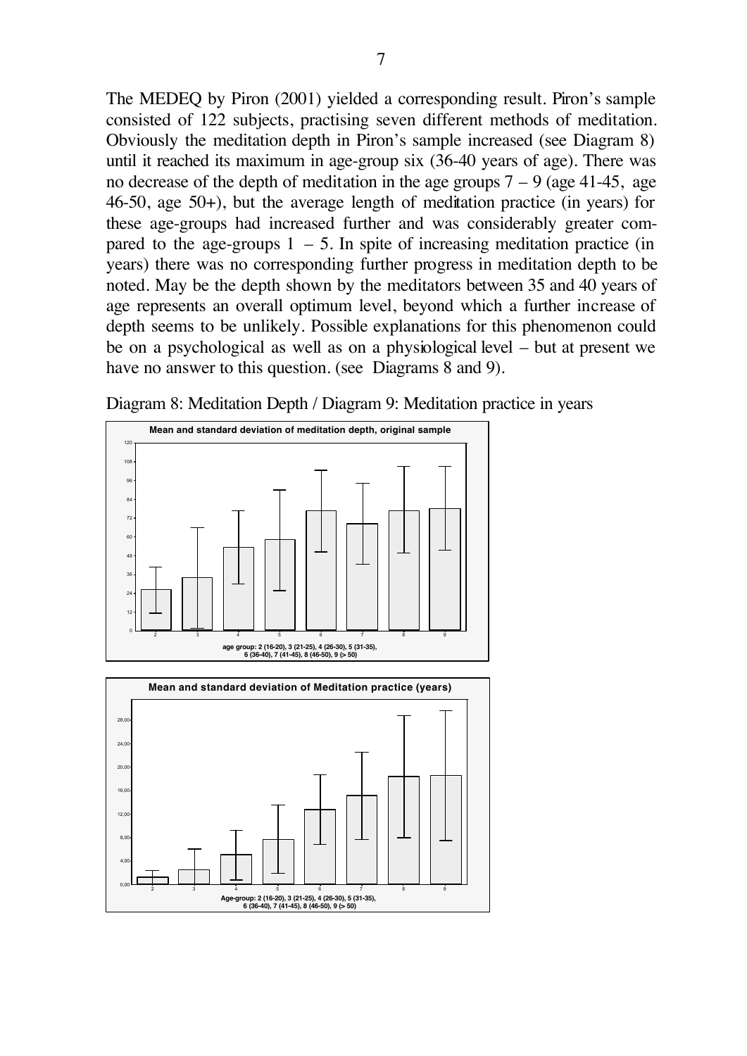The MEDEQ by Piron (2001) yielded a corresponding result. Piron's sample consisted of 122 subjects, practising seven different methods of meditation. Obviously the meditation depth in Piron's sample increased (see Diagram 8) until it reached its maximum in age-group six (36-40 years of age). There was no decrease of the depth of meditation in the age groups 7 – 9 (age 41-45, age 46-50, age 50+), but the average length of meditation practice (in years) for these age-groups had increased further and was considerably greater compared to the age-groups 1 – 5. In spite of increasing meditation practice (in years) there was no corresponding further progress in meditation depth to be noted. May be the depth shown by the meditators between 35 and 40 years of age represents an overall optimum level, beyond which a further increase of depth seems to be unlikely. Possible explanations for this phenomenon could be on a psychological as well as on a physiological level – but at present we have no answer to this question. (see Diagrams 8 and 9).

Diagram 8: Meditation Depth / Diagram 9: Meditation practice in years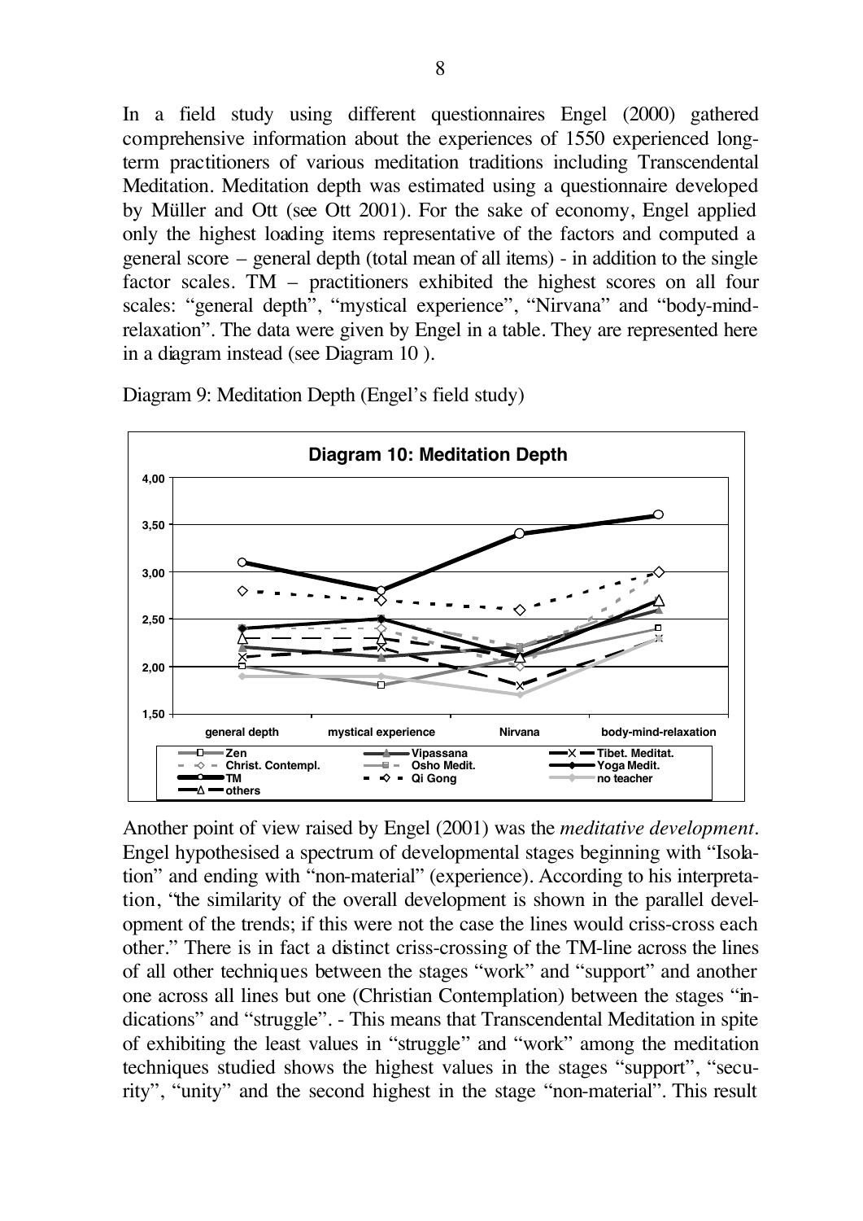In a field study using different questionnaires Engel (2000) gathered comprehensive information about the experiences of 1550 experienced long-term practitioners of various meditation traditions including Transcendental Meditation. Meditation depth was estimated using a questionnaire developed by Müller and Ott (see Ott 2001). For the sake of economy, Engel applied only the highest loading items representative of the factors and computed a general score – general depth (total mean of all items) - in addition to the single factor scales. TM – practitioners exhibited the highest scores on all four scales: "general depth", "mystical experience", "Nirvana" and "body-mind-relaxation". The data were given by Engel in a table. They are represented here in a diagram instead (see Diagram 10 ).

Diagram 9: Meditation Depth (Engel's field study)

**Diagram 10: Meditation Depth**

Legend: Zen, Vipassana, Tibet. Meditat., Christ. Contempl., Osho Medit., Yoga Medit., TM, Qi Gong, no teacher, others

Categories: general depth, mystical experience, Nirvana, body-mind-relaxation (y-axis 1,50 – 4,00)

Another point of view raised by Engel (2001) was the *meditative development*. Engel hypothesised a spectrum of developmental stages beginning with "Isolation" and ending with "non-material" (experience). According to his interpretation, "the similarity of the overall development is shown in the parallel development of the trends; if this were not the case the lines would criss-cross each other." There is in fact a distinct criss-crossing of the TM-line across the lines of all other techniques between the stages "work" and "support" and another one across all lines but one (Christian Contemplation) between the stages "indications" and "struggle". - This means that Transcendental Meditation in spite of exhibiting the least values in "struggle" and "work" among the meditation techniques studied shows the highest values in the stages "support", "security", "unity" and the second highest in the stage "non-material". This result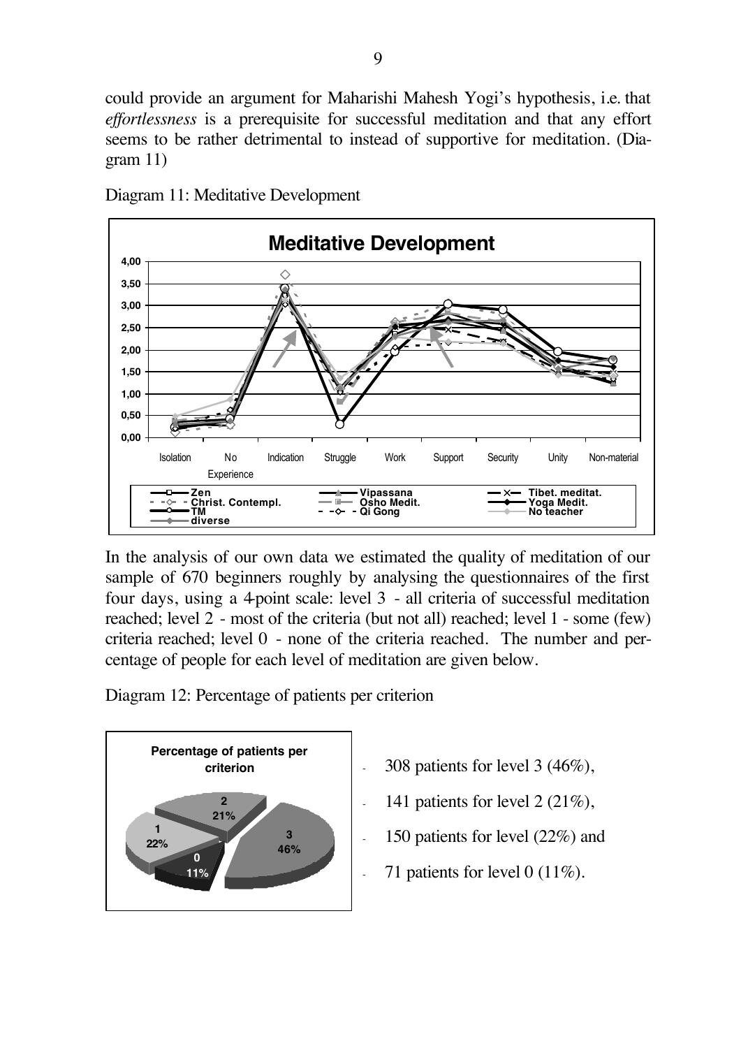could provide an argument for Maharishi Mahesh Yogi's hypothesis, i.e. that *effortlessness* is a prerequisite for successful meditation and that any effort seems to be rather detrimental to instead of supportive for meditation. (Diagram 11)

Diagram 11: Meditative Development

In the analysis of our own data we estimated the quality of meditation of our sample of 670 beginners roughly by analysing the questionnaires of the first four days, using a 4-point scale: level 3 - all criteria of successful meditation reached; level 2 - most of the criteria (but not all) reached; level 1 - some (few) criteria reached; level 0 - none of the criteria reached. The number and percentage of people for each level of meditation are given below.

Diagram 12: Percentage of patients per criterion

- 308 patients for level 3 (46%),
- 141 patients for level 2 (21%),
- 150 patients for level (22%) and
- 71 patients for level 0 (11%).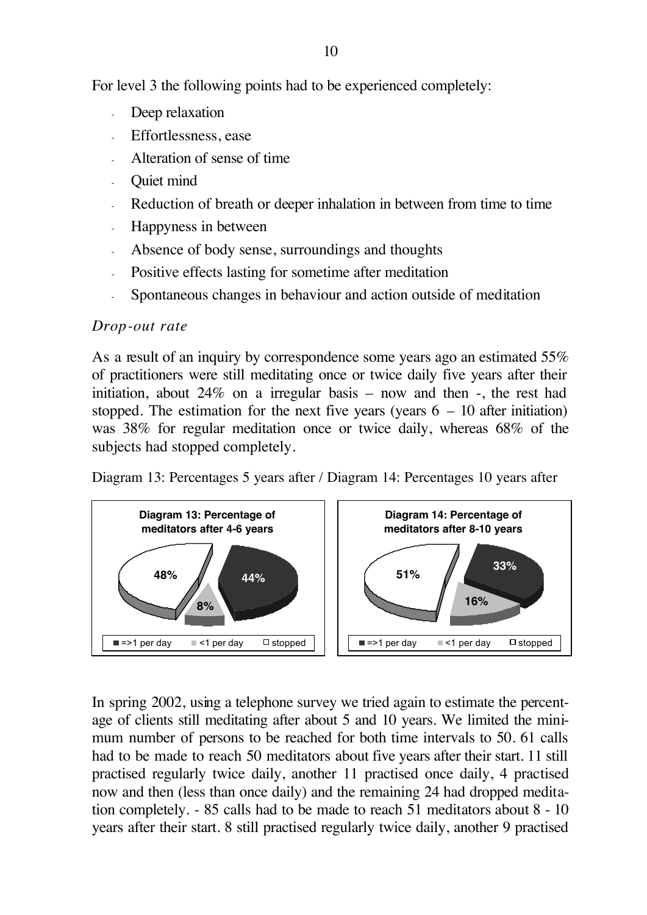For level 3 the following points had to be experienced completely:

- Deep relaxation
- Effortlessness, ease
- Alteration of sense of time
- Quiet mind
- Reduction of breath or deeper inhalation in between from time to time
- Happyness in between
- Absence of body sense, surroundings and thoughts
- Positive effects lasting for sometime after meditation
- Spontaneous changes in behaviour and action outside of meditation

*Drop-out rate*

As a result of an inquiry by correspondence some years ago an estimated 55% of practitioners were still meditating once or twice daily five years after their initiation, about 24% on a irregular basis – now and then -, the rest had stopped. The estimation for the next five years (years 6 – 10 after initiation) was 38% for regular meditation once or twice daily, whereas 68% of the subjects had stopped completely.

Diagram 13: Percentages 5 years after / Diagram 14: Percentages 10 years after

**Diagram 13: Percentage of meditators after 4-6 years**

| =>1 per day | <1 per day | stopped |
|---|---|---|
| 44% | 8% | 48% |

**Diagram 14: Percentage of meditators after 8-10 years**

| =>1 per day | <1 per day | stopped |
|---|---|---|
| 33% | 16% | 51% |

In spring 2002, using a telephone survey we tried again to estimate the percentage of clients still meditating after about 5 and 10 years. We limited the minimum number of persons to be reached for both time intervals to 50. 61 calls had to be made to reach 50 meditators about five years after their start. 11 still practised regularly twice daily, another 11 practised once daily, 4 practised now and then (less than once daily) and the remaining 24 had dropped meditation completely. - 85 calls had to be made to reach 51 meditators about 8 - 10 years after their start. 8 still practised regularly twice daily, another 9 practised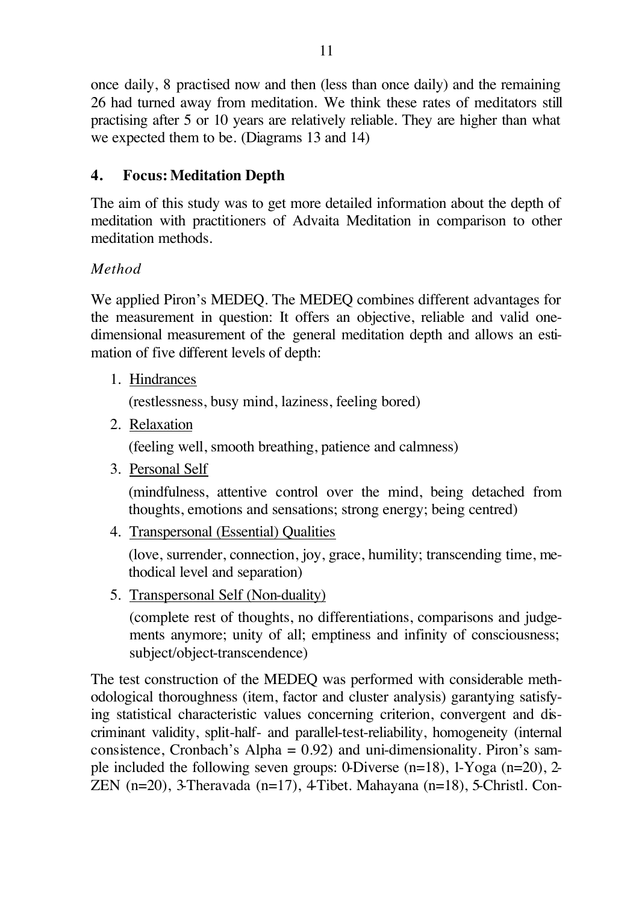once daily, 8 practised now and then (less than once daily) and the remaining 26 had turned away from meditation. We think these rates of meditators still practising after 5 or 10 years are relatively reliable. They are higher than what we expected them to be. (Diagrams 13 and 14)

## 4. Focus: Meditation Depth

The aim of this study was to get more detailed information about the depth of meditation with practitioners of Advaita Meditation in comparison to other meditation methods.

### *Method*

We applied Piron's MEDEQ. The MEDEQ combines different advantages for the measurement in question: It offers an objective, reliable and valid one-dimensional measurement of the general meditation depth and allows an estimation of five different levels of depth:

1. Hindrances

   (restlessness, busy mind, laziness, feeling bored)

2. Relaxation

   (feeling well, smooth breathing, patience and calmness)

3. Personal Self

   (mindfulness, attentive control over the mind, being detached from thoughts, emotions and sensations; strong energy; being centred)

4. Transpersonal (Essential) Qualities

   (love, surrender, connection, joy, grace, humility; transcending time, methodical level and separation)

5. Transpersonal Self (Non-duality)

   (complete rest of thoughts, no differentiations, comparisons and judgements anymore; unity of all; emptiness and infinity of consciousness; subject/object-transcendence)

The test construction of the MEDEQ was performed with considerable methodological thoroughness (item, factor and cluster analysis) garantying satisfying statistical characteristic values concerning criterion, convergent and discriminant validity, split-half- and parallel-test-reliability, homogeneity (internal consistence, Cronbach's Alpha = 0.92) and uni-dimensionality. Piron's sample included the following seven groups: 0-Diverse (n=18), 1-Yoga (n=20), 2-ZEN (n=20), 3-Theravada (n=17), 4-Tibet. Mahayana (n=18), 5-Christl. Con-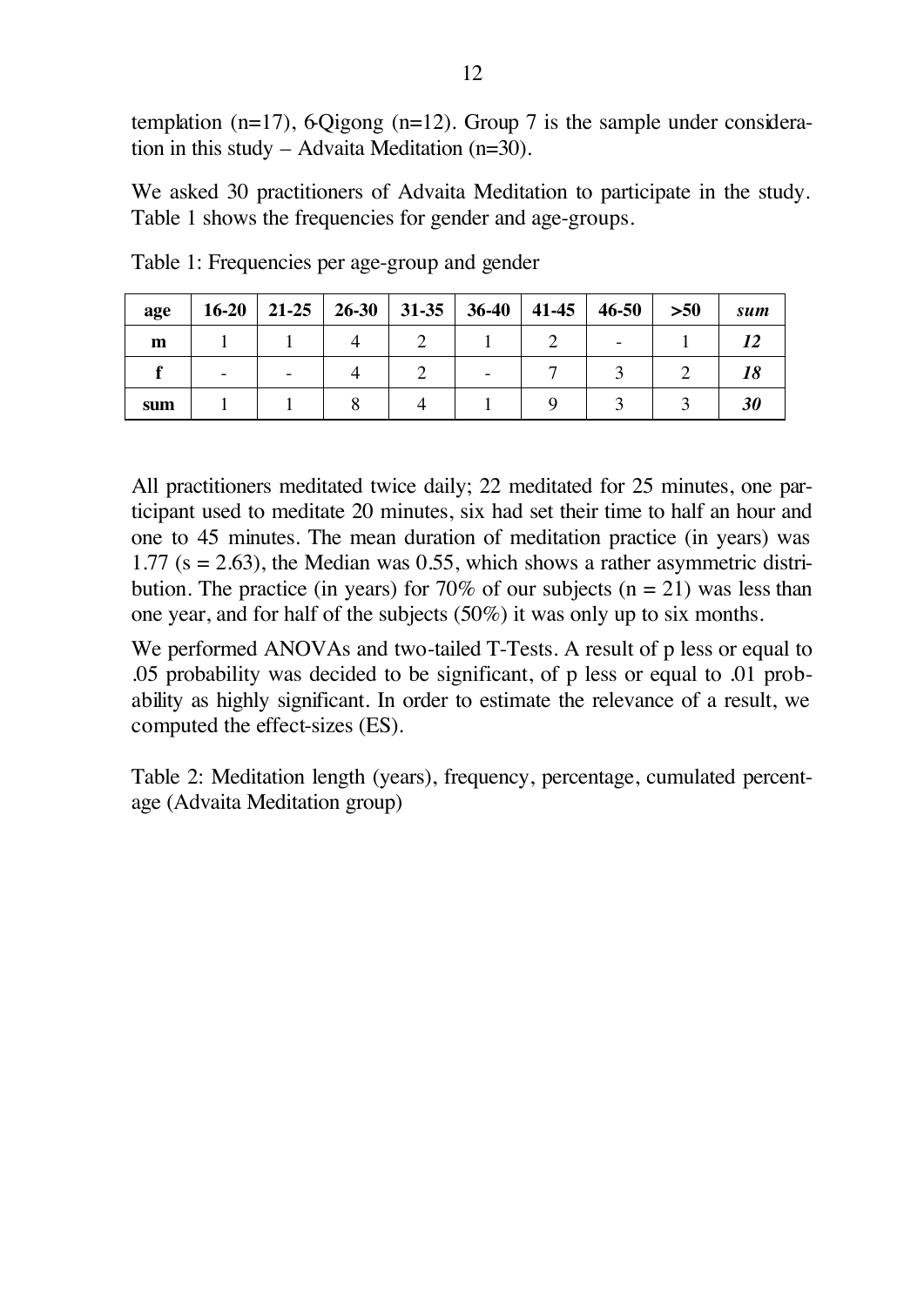templation (n=17), 6-Qigong (n=12). Group 7 is the sample under consideration in this study – Advaita Meditation (n=30).

We asked 30 practitioners of Advaita Meditation to participate in the study. Table 1 shows the frequencies for gender and age-groups.

Table 1: Frequencies per age-group and gender

| **age** | **16-20** | **21-25** | **26-30** | **31-35** | **36-40** | **41-45** | **46-50** | **>50** | ***sum*** |
|---|---|---|---|---|---|---|---|---|---|
| **m** | 1 | 1 | 4 | 2 | 1 | 2 | - | 1 | ***12*** |
| **f** | - | - | 4 | 2 | - | 7 | 3 | 2 | ***18*** |
| **sum** | 1 | 1 | 8 | 4 | 1 | 9 | 3 | 3 | ***30*** |

All practitioners meditated twice daily; 22 meditated for 25 minutes, one participant used to meditate 20 minutes, six had set their time to half an hour and one to 45 minutes. The mean duration of meditation practice (in years) was 1.77 (s = 2.63), the Median was 0.55, which shows a rather asymmetric distribution. The practice (in years) for 70% of our subjects (n = 21) was less than one year, and for half of the subjects (50%) it was only up to six months.

We performed ANOVAs and two-tailed T-Tests. A result of p less or equal to .05 probability was decided to be significant, of p less or equal to .01 probability as highly significant. In order to estimate the relevance of a result, we computed the effect-sizes (ES).

Table 2: Meditation length (years), frequency, percentage, cumulated percentage (Advaita Meditation group)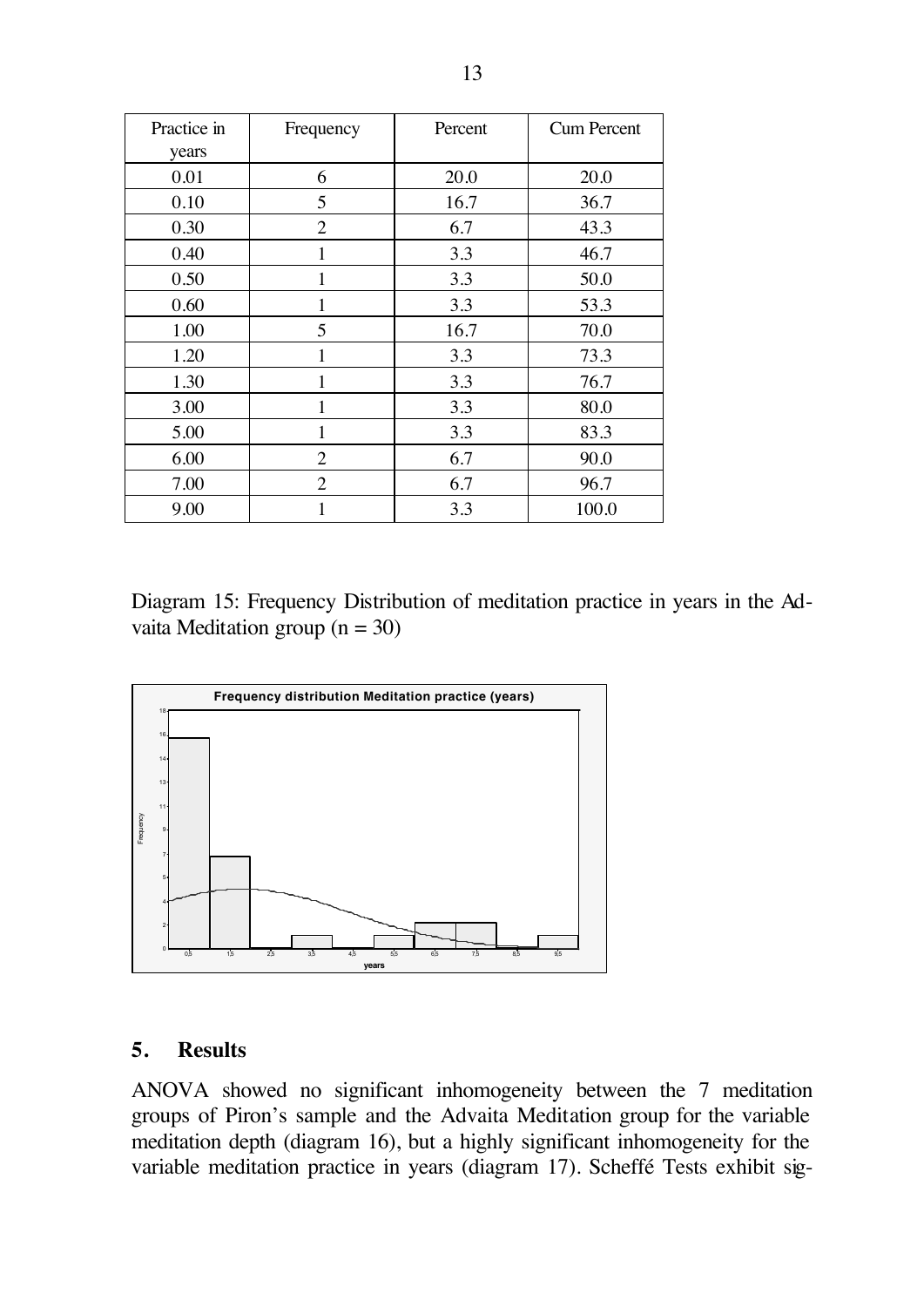| Practice in years | Frequency | Percent | Cum Percent |
|---|---|---|---|
| 0.01 | 6 | 20.0 | 20.0 |
| 0.10 | 5 | 16.7 | 36.7 |
| 0.30 | 2 | 6.7 | 43.3 |
| 0.40 | 1 | 3.3 | 46.7 |
| 0.50 | 1 | 3.3 | 50.0 |
| 0.60 | 1 | 3.3 | 53.3 |
| 1.00 | 5 | 16.7 | 70.0 |
| 1.20 | 1 | 3.3 | 73.3 |
| 1.30 | 1 | 3.3 | 76.7 |
| 3.00 | 1 | 3.3 | 80.0 |
| 5.00 | 1 | 3.3 | 83.3 |
| 6.00 | 2 | 6.7 | 90.0 |
| 7.00 | 2 | 6.7 | 96.7 |
| 9.00 | 1 | 3.3 | 100.0 |

Diagram 15: Frequency Distribution of meditation practice in years in the Advaita Meditation group (n = 30)

## 5. Results

ANOVA showed no significant inhomogeneity between the 7 meditation groups of Piron's sample and the Advaita Meditation group for the variable meditation depth (diagram 16), but a highly significant inhomogeneity for the variable meditation practice in years (diagram 17). Scheffé Tests exhibit sig-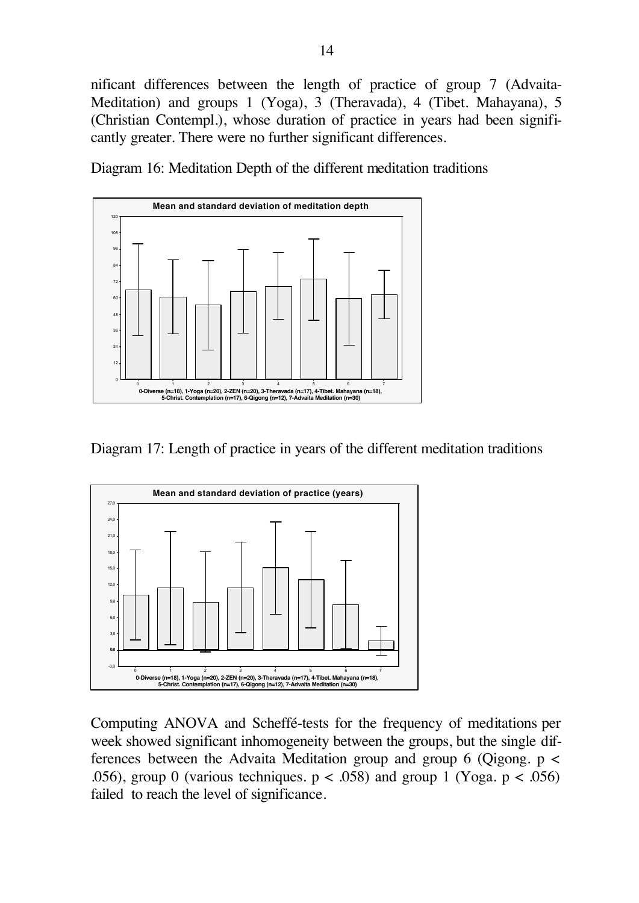nificant differences between the length of practice of group 7 (Advaita-Meditation) and groups 1 (Yoga), 3 (Theravada), 4 (Tibet. Mahayana), 5 (Christian Contempl.), whose duration of practice in years had been significantly greater. There were no further significant differences.

Diagram 16: Meditation Depth of the different meditation traditions

Diagram 17: Length of practice in years of the different meditation traditions

Computing ANOVA and Scheffé-tests for the frequency of meditations per week showed significant inhomogeneity between the groups, but the single differences between the Advaita Meditation group and group 6 (Qigong. $p < .056$), group 0 (various techniques. $p < .058$) and group 1 (Yoga. $p < .056$) failed to reach the level of significance.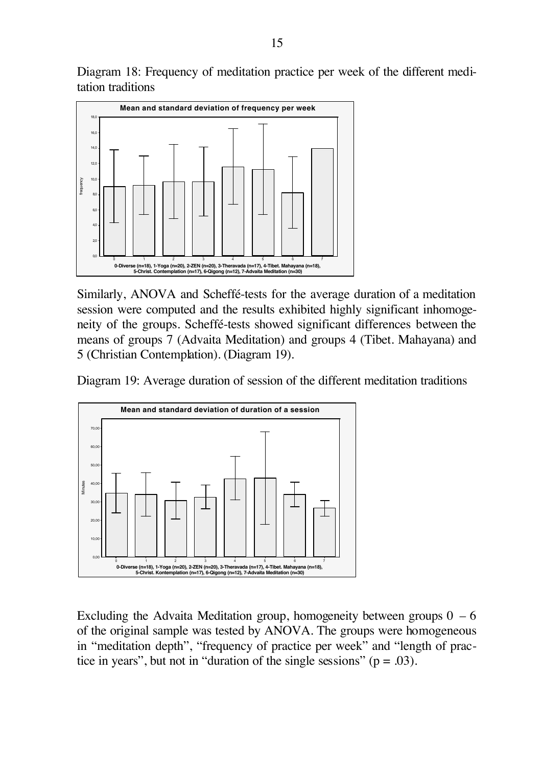Diagram 18: Frequency of meditation practice per week of the different meditation traditions

Similarly, ANOVA and Scheffé-tests for the average duration of a meditation session were computed and the results exhibited highly significant inhomogeneity of the groups. Scheffé-tests showed significant differences between the means of groups 7 (Advaita Meditation) and groups 4 (Tibet. Mahayana) and 5 (Christian Contemplation). (Diagram 19).

Diagram 19: Average duration of session of the different meditation traditions

Excluding the Advaita Meditation group, homogeneity between groups 0 – 6 of the original sample was tested by ANOVA. The groups were homogeneous in "meditation depth", "frequency of practice per week" and "length of practice in years", but not in "duration of the single sessions" ($p = .03$).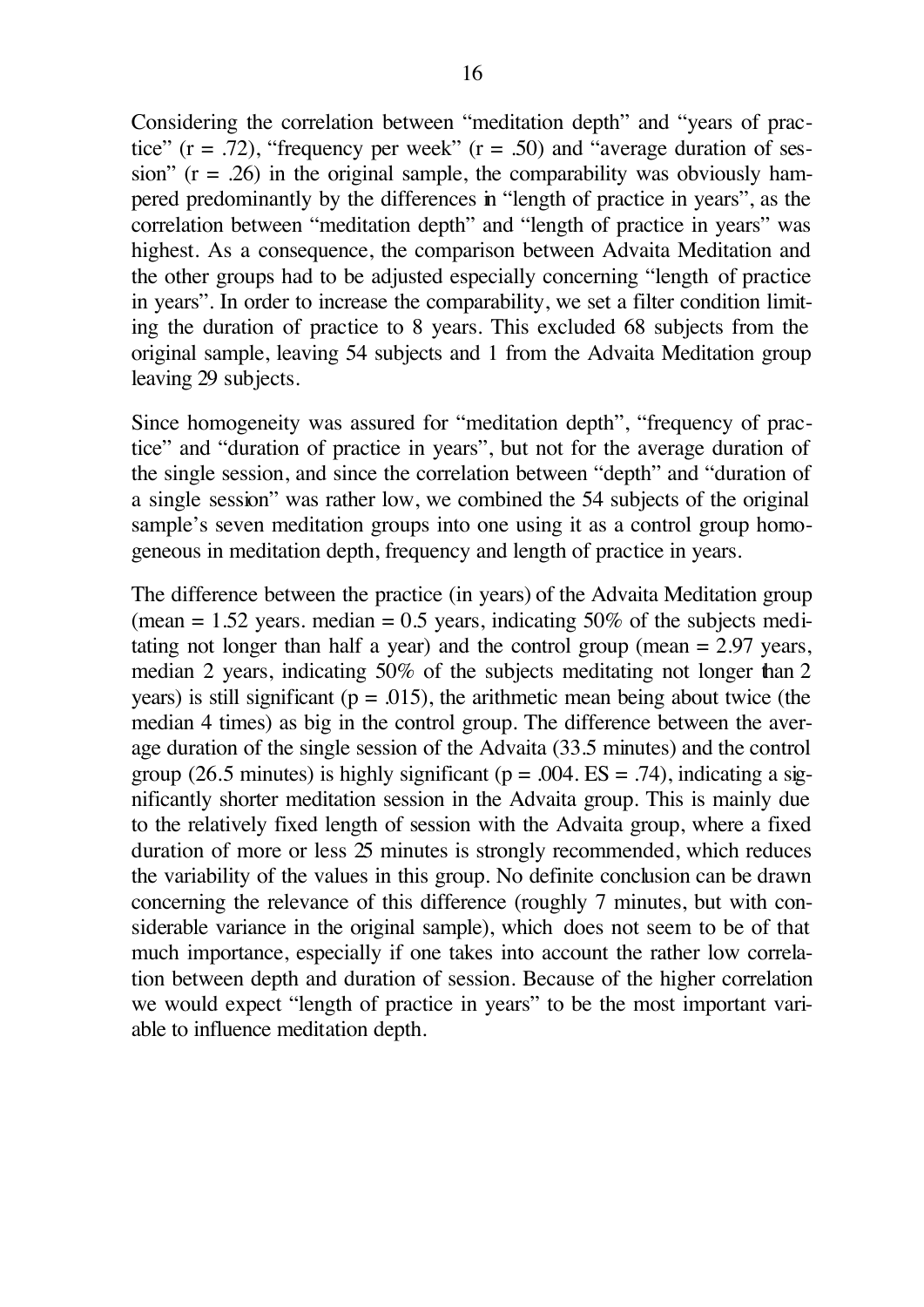Considering the correlation between "meditation depth" and "years of practice" ($r = .72$), "frequency per week" ($r = .50$) and "average duration of session" ($r = .26$) in the original sample, the comparability was obviously hampered predominantly by the differences in "length of practice in years", as the correlation between "meditation depth" and "length of practice in years" was highest. As a consequence, the comparison between Advaita Meditation and the other groups had to be adjusted especially concerning "length of practice in years". In order to increase the comparability, we set a filter condition limiting the duration of practice to 8 years. This excluded 68 subjects from the original sample, leaving 54 subjects and 1 from the Advaita Meditation group leaving 29 subjects.

Since homogeneity was assured for "meditation depth", "frequency of practice" and "duration of practice in years", but not for the average duration of the single session, and since the correlation between "depth" and "duration of a single session" was rather low, we combined the 54 subjects of the original sample's seven meditation groups into one using it as a control group homogeneous in meditation depth, frequency and length of practice in years.

The difference between the practice (in years) of the Advaita Meditation group (mean = 1.52 years. median = 0.5 years, indicating 50% of the subjects meditating not longer than half a year) and the control group (mean = 2.97 years, median 2 years, indicating 50% of the subjects meditating not longer than 2 years) is still significant ($p = .015$), the arithmetic mean being about twice (the median 4 times) as big in the control group. The difference between the average duration of the single session of the Advaita (33.5 minutes) and the control group (26.5 minutes) is highly significant ($p = .004$. ES = .74), indicating a significantly shorter meditation session in the Advaita group. This is mainly due to the relatively fixed length of session with the Advaita group, where a fixed duration of more or less 25 minutes is strongly recommended, which reduces the variability of the values in this group. No definite conclusion can be drawn concerning the relevance of this difference (roughly 7 minutes, but with considerable variance in the original sample), which does not seem to be of that much importance, especially if one takes into account the rather low correlation between depth and duration of session. Because of the higher correlation we would expect "length of practice in years" to be the most important variable to influence meditation depth.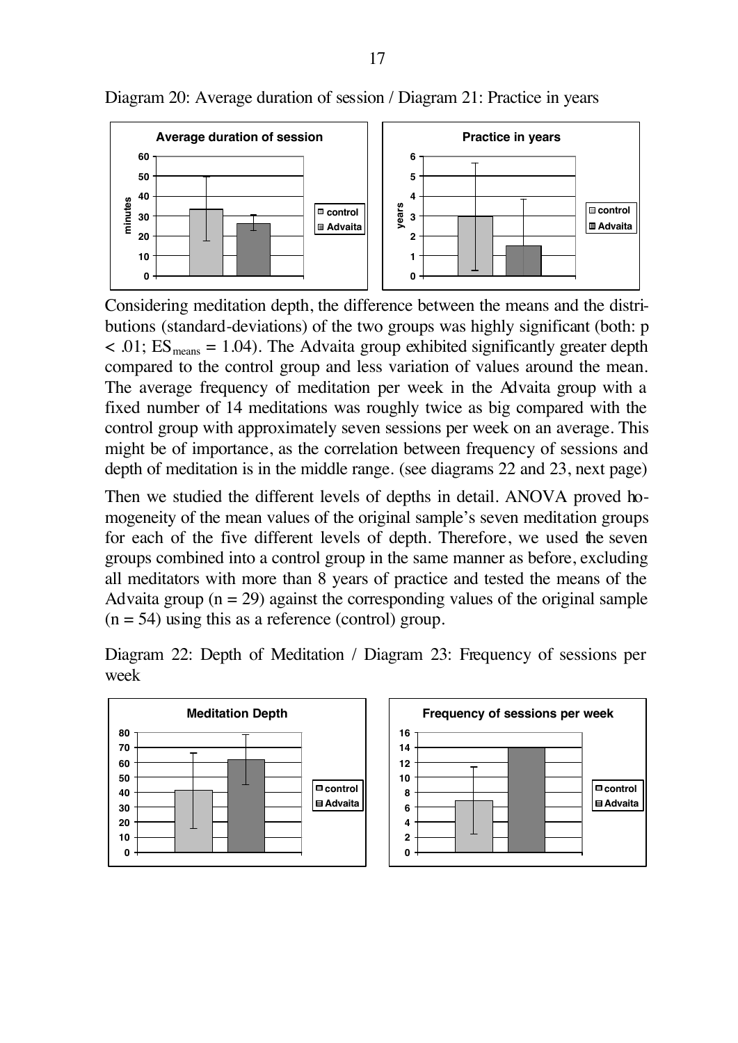Diagram 20: Average duration of session / Diagram 21: Practice in years

Considering meditation depth, the difference between the means and the distributions (standard-deviations) of the two groups was highly significant (both: $p < .01$; $ES_{means} = 1.04$). The Advaita group exhibited significantly greater depth compared to the control group and less variation of values around the mean. The average frequency of meditation per week in the Advaita group with a fixed number of 14 meditations was roughly twice as big compared with the control group with approximately seven sessions per week on an average. This might be of importance, as the correlation between frequency of sessions and depth of meditation is in the middle range. (see diagrams 22 and 23, next page)

Then we studied the different levels of depths in detail. ANOVA proved homogeneity of the mean values of the original sample's seven meditation groups for each of the five different levels of depth. Therefore, we used the seven groups combined into a control group in the same manner as before, excluding all meditators with more than 8 years of practice and tested the means of the Advaita group ($n = 29$) against the corresponding values of the original sample ($n = 54$) using this as a reference (control) group.

Diagram 22: Depth of Meditation / Diagram 23: Frequency of sessions per week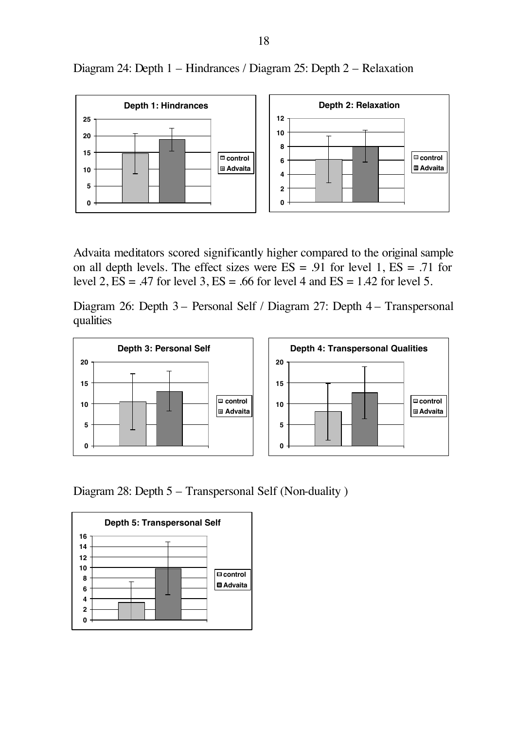Diagram 24: Depth 1 – Hindrances / Diagram 25: Depth 2 – Relaxation

Advaita meditators scored significantly higher compared to the original sample on all depth levels. The effect sizes were ES = .91 for level 1, ES = .71 for level 2, ES = .47 for level 3, ES = .66 for level 4 and ES = 1.42 for level 5.

Diagram 26: Depth 3 – Personal Self / Diagram 27: Depth 4 – Transpersonal qualities

Diagram 28: Depth 5 – Transpersonal Self (Non-duality )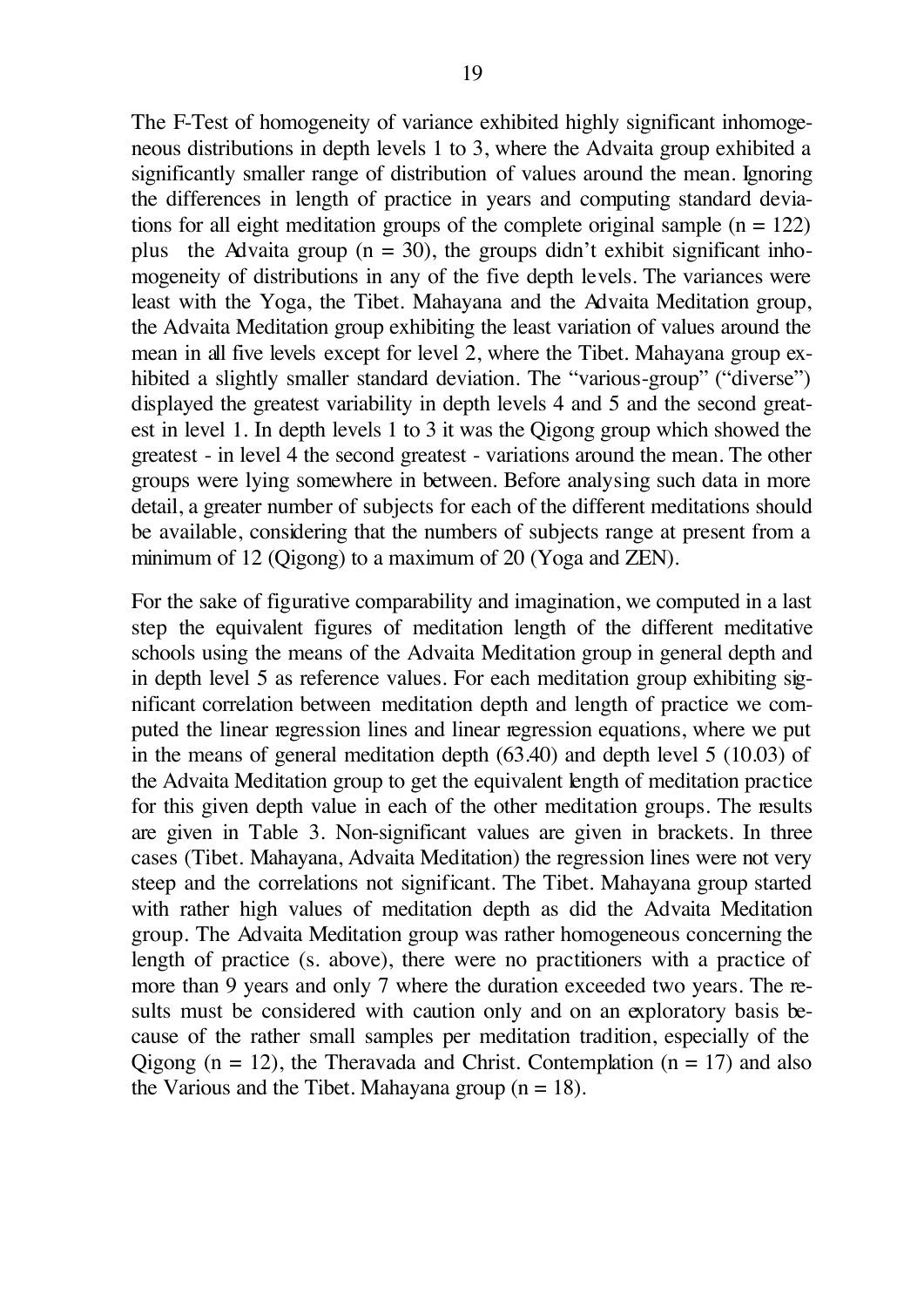The F-Test of homogeneity of variance exhibited highly significant inhomogeneous distributions in depth levels 1 to 3, where the Advaita group exhibited a significantly smaller range of distribution of values around the mean. Ignoring the differences in length of practice in years and computing standard deviations for all eight meditation groups of the complete original sample ($n = 122$) plus the Advaita group ($n = 30$), the groups didn't exhibit significant inhomogeneity of distributions in any of the five depth levels. The variances were least with the Yoga, the Tibet. Mahayana and the Advaita Meditation group, the Advaita Meditation group exhibiting the least variation of values around the mean in all five levels except for level 2, where the Tibet. Mahayana group exhibited a slightly smaller standard deviation. The "various-group" ("diverse") displayed the greatest variability in depth levels 4 and 5 and the second greatest in level 1. In depth levels 1 to 3 it was the Qigong group which showed the greatest - in level 4 the second greatest - variations around the mean. The other groups were lying somewhere in between. Before analysing such data in more detail, a greater number of subjects for each of the different meditations should be available, considering that the numbers of subjects range at present from a minimum of 12 (Qigong) to a maximum of 20 (Yoga and ZEN).

For the sake of figurative comparability and imagination, we computed in a last step the equivalent figures of meditation length of the different meditative schools using the means of the Advaita Meditation group in general depth and in depth level 5 as reference values. For each meditation group exhibiting significant correlation between meditation depth and length of practice we computed the linear regression lines and linear regression equations, where we put in the means of general meditation depth (63.40) and depth level 5 (10.03) of the Advaita Meditation group to get the equivalent length of meditation practice for this given depth value in each of the other meditation groups. The results are given in Table 3. Non-significant values are given in brackets. In three cases (Tibet. Mahayana, Advaita Meditation) the regression lines were not very steep and the correlations not significant. The Tibet. Mahayana group started with rather high values of meditation depth as did the Advaita Meditation group. The Advaita Meditation group was rather homogeneous concerning the length of practice (s. above), there were no practitioners with a practice of more than 9 years and only 7 where the duration exceeded two years. The results must be considered with caution only and on an exploratory basis because of the rather small samples per meditation tradition, especially of the Qigong ($n = 12$), the Theravada and Christ. Contemplation ($n = 17$) and also the Various and the Tibet. Mahayana group ($n = 18$).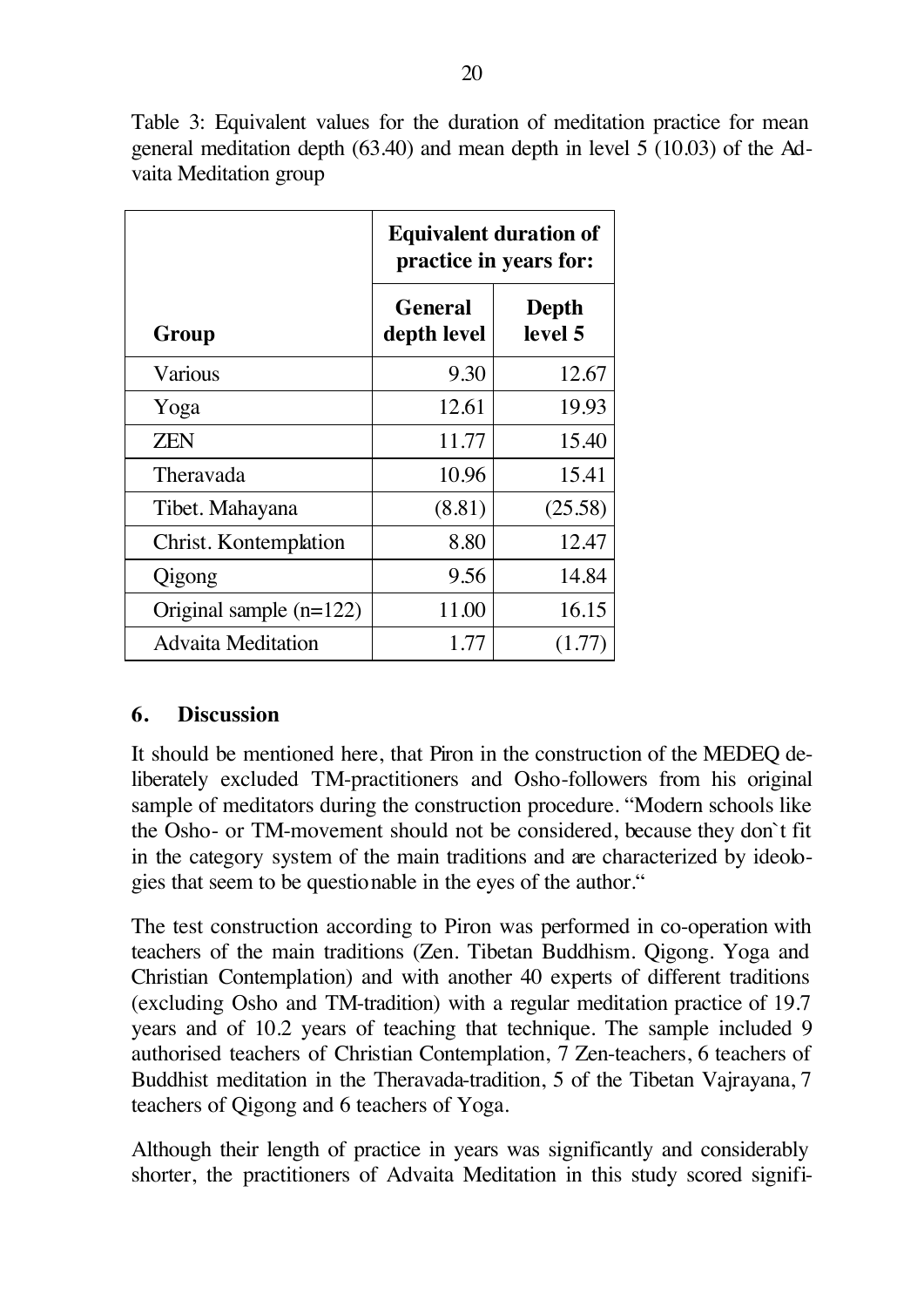Table 3: Equivalent values for the duration of meditation practice for mean general meditation depth (63.40) and mean depth in level 5 (10.03) of the Advaita Meditation group

| | **Equivalent duration of practice in years for:** | |
|---|---|---|
| **Group** | **General depth level** | **Depth level 5** |
| Various | 9.30 | 12.67 |
| Yoga | 12.61 | 19.93 |
| ZEN | 11.77 | 15.40 |
| Theravada | 10.96 | 15.41 |
| Tibet. Mahayana | (8.81) | (25.58) |
| Christ. Kontemplation | 8.80 | 12.47 |
| Qigong | 9.56 | 14.84 |
| Original sample (n=122) | 11.00 | 16.15 |
| Advaita Meditation | 1.77 | (1.77) |

## 6. Discussion

It should be mentioned here, that Piron in the construction of the MEDEQ deliberately excluded TM-practitioners and Osho-followers from his original sample of meditators during the construction procedure. "Modern schools like the Osho- or TM-movement should not be considered, because they don`t fit in the category system of the main traditions and are characterized by ideologies that seem to be questionable in the eyes of the author."

The test construction according to Piron was performed in co-operation with teachers of the main traditions (Zen. Tibetan Buddhism. Qigong. Yoga and Christian Contemplation) and with another 40 experts of different traditions (excluding Osho and TM-tradition) with a regular meditation practice of 19.7 years and of 10.2 years of teaching that technique. The sample included 9 authorised teachers of Christian Contemplation, 7 Zen-teachers, 6 teachers of Buddhist meditation in the Theravada-tradition, 5 of the Tibetan Vajrayana, 7 teachers of Qigong and 6 teachers of Yoga.

Although their length of practice in years was significantly and considerably shorter, the practitioners of Advaita Meditation in this study scored signifi-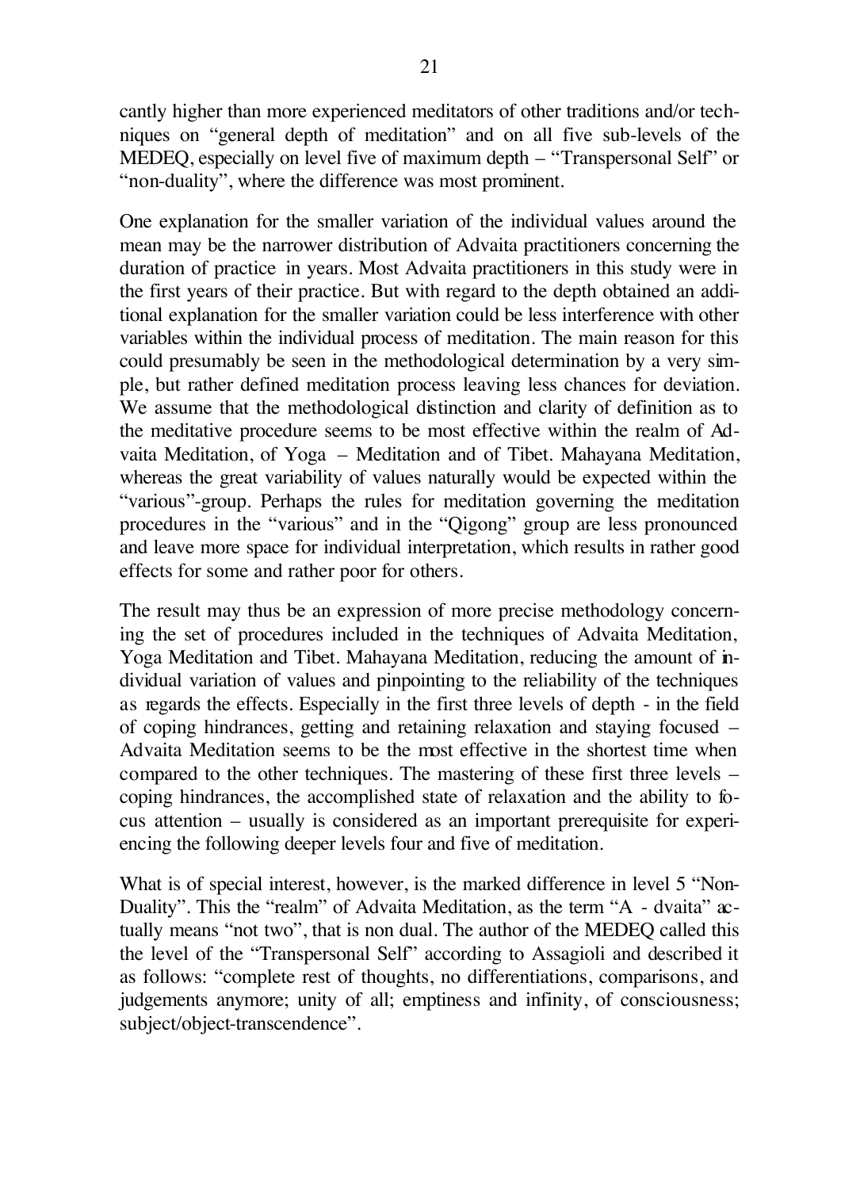cantly higher than more experienced meditators of other traditions and/or techniques on "general depth of meditation" and on all five sub-levels of the MEDEQ, especially on level five of maximum depth – "Transpersonal Self" or "non-duality", where the difference was most prominent.

One explanation for the smaller variation of the individual values around the mean may be the narrower distribution of Advaita practitioners concerning the duration of practice in years. Most Advaita practitioners in this study were in the first years of their practice. But with regard to the depth obtained an additional explanation for the smaller variation could be less interference with other variables within the individual process of meditation. The main reason for this could presumably be seen in the methodological determination by a very simple, but rather defined meditation process leaving less chances for deviation. We assume that the methodological distinction and clarity of definition as to the meditative procedure seems to be most effective within the realm of Advaita Meditation, of Yoga – Meditation and of Tibet. Mahayana Meditation, whereas the great variability of values naturally would be expected within the "various"-group. Perhaps the rules for meditation governing the meditation procedures in the "various" and in the "Qigong" group are less pronounced and leave more space for individual interpretation, which results in rather good effects for some and rather poor for others.

The result may thus be an expression of more precise methodology concerning the set of procedures included in the techniques of Advaita Meditation, Yoga Meditation and Tibet. Mahayana Meditation, reducing the amount of individual variation of values and pinpointing to the reliability of the techniques as regards the effects. Especially in the first three levels of depth - in the field of coping hindrances, getting and retaining relaxation and staying focused – Advaita Meditation seems to be the most effective in the shortest time when compared to the other techniques. The mastering of these first three levels – coping hindrances, the accomplished state of relaxation and the ability to focus attention – usually is considered as an important prerequisite for experiencing the following deeper levels four and five of meditation.

What is of special interest, however, is the marked difference in level 5 "Non-Duality". This the "realm" of Advaita Meditation, as the term "A - dvaita" actually means "not two", that is non dual. The author of the MEDEQ called this the level of the "Transpersonal Self" according to Assagioli and described it as follows: "complete rest of thoughts, no differentiations, comparisons, and judgements anymore; unity of all; emptiness and infinity, of consciousness; subject/object-transcendence".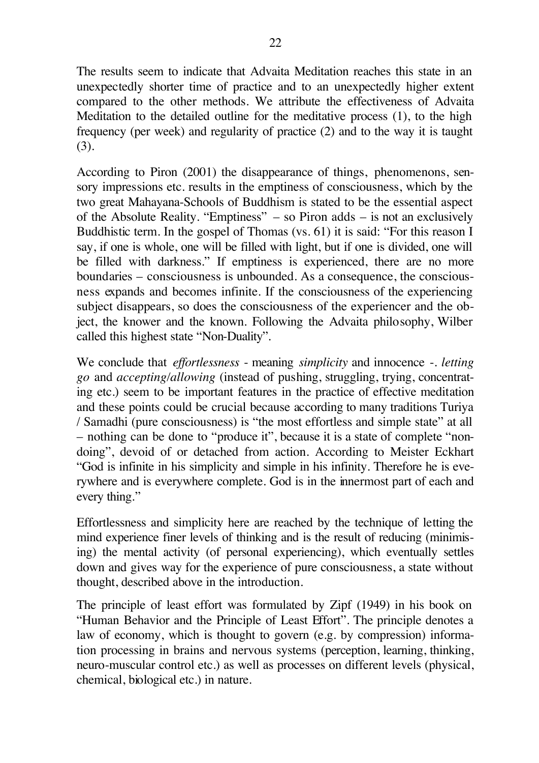The results seem to indicate that Advaita Meditation reaches this state in an unexpectedly shorter time of practice and to an unexpectedly higher extent compared to the other methods. We attribute the effectiveness of Advaita Meditation to the detailed outline for the meditative process (1), to the high frequency (per week) and regularity of practice (2) and to the way it is taught (3).

According to Piron (2001) the disappearance of things, phenomenons, sensory impressions etc. results in the emptiness of consciousness, which by the two great Mahayana-Schools of Buddhism is stated to be the essential aspect of the Absolute Reality. "Emptiness" – so Piron adds – is not an exclusively Buddhistic term. In the gospel of Thomas (vs. 61) it is said: "For this reason I say, if one is whole, one will be filled with light, but if one is divided, one will be filled with darkness." If emptiness is experienced, there are no more boundaries – consciousness is unbounded. As a consequence, the consciousness expands and becomes infinite. If the consciousness of the experiencing subject disappears, so does the consciousness of the experiencer and the object, the knower and the known. Following the Advaita philosophy, Wilber called this highest state "Non-Duality".

We conclude that *effortlessness* - meaning *simplicity* and innocence -. *letting go* and *accepting/allowing* (instead of pushing, struggling, trying, concentrating etc.) seem to be important features in the practice of effective meditation and these points could be crucial because according to many traditions Turiya / Samadhi (pure consciousness) is "the most effortless and simple state" at all – nothing can be done to "produce it", because it is a state of complete "non-doing", devoid of or detached from action. According to Meister Eckhart "God is infinite in his simplicity and simple in his infinity. Therefore he is everywhere and is everywhere complete. God is in the innermost part of each and every thing."

Effortlessness and simplicity here are reached by the technique of letting the mind experience finer levels of thinking and is the result of reducing (minimising) the mental activity (of personal experiencing), which eventually settles down and gives way for the experience of pure consciousness, a state without thought, described above in the introduction.

The principle of least effort was formulated by Zipf (1949) in his book on "Human Behavior and the Principle of Least Effort". The principle denotes a law of economy, which is thought to govern (e.g. by compression) information processing in brains and nervous systems (perception, learning, thinking, neuro-muscular control etc.) as well as processes on different levels (physical, chemical, biological etc.) in nature.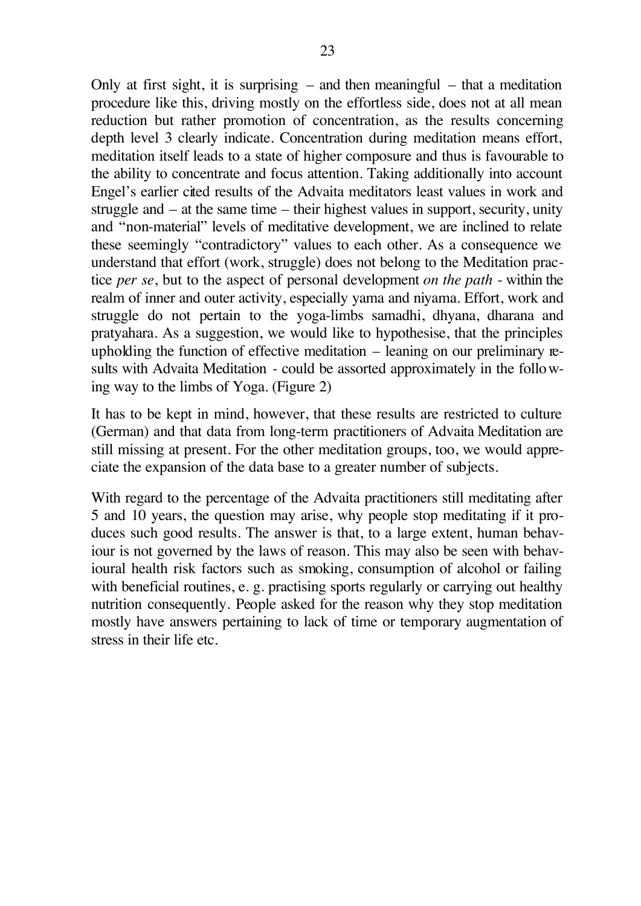Only at first sight, it is surprising – and then meaningful – that a meditation procedure like this, driving mostly on the effortless side, does not at all mean reduction but rather promotion of concentration, as the results concerning depth level 3 clearly indicate. Concentration during meditation means effort, meditation itself leads to a state of higher composure and thus is favourable to the ability to concentrate and focus attention. Taking additionally into account Engel's earlier cited results of the Advaita meditators least values in work and struggle and – at the same time – their highest values in support, security, unity and "non-material" levels of meditative development, we are inclined to relate these seemingly "contradictory" values to each other. As a consequence we understand that effort (work, struggle) does not belong to the Meditation practice *per se*, but to the aspect of personal development *on the path* - within the realm of inner and outer activity, especially yama and niyama. Effort, work and struggle do not pertain to the yoga-limbs samadhi, dhyana, dharana and pratyahara. As a suggestion, we would like to hypothesise, that the principles upholding the function of effective meditation – leaning on our preliminary results with Advaita Meditation - could be assorted approximately in the following way to the limbs of Yoga. (Figure 2)

It has to be kept in mind, however, that these results are restricted to culture (German) and that data from long-term practitioners of Advaita Meditation are still missing at present. For the other meditation groups, too, we would appreciate the expansion of the data base to a greater number of subjects.

With regard to the percentage of the Advaita practitioners still meditating after 5 and 10 years, the question may arise, why people stop meditating if it produces such good results. The answer is that, to a large extent, human behaviour is not governed by the laws of reason. This may also be seen with behavioural health risk factors such as smoking, consumption of alcohol or failing with beneficial routines, e. g. practising sports regularly or carrying out healthy nutrition consequently. People asked for the reason why they stop meditation mostly have answers pertaining to lack of time or temporary augmentation of stress in their life etc.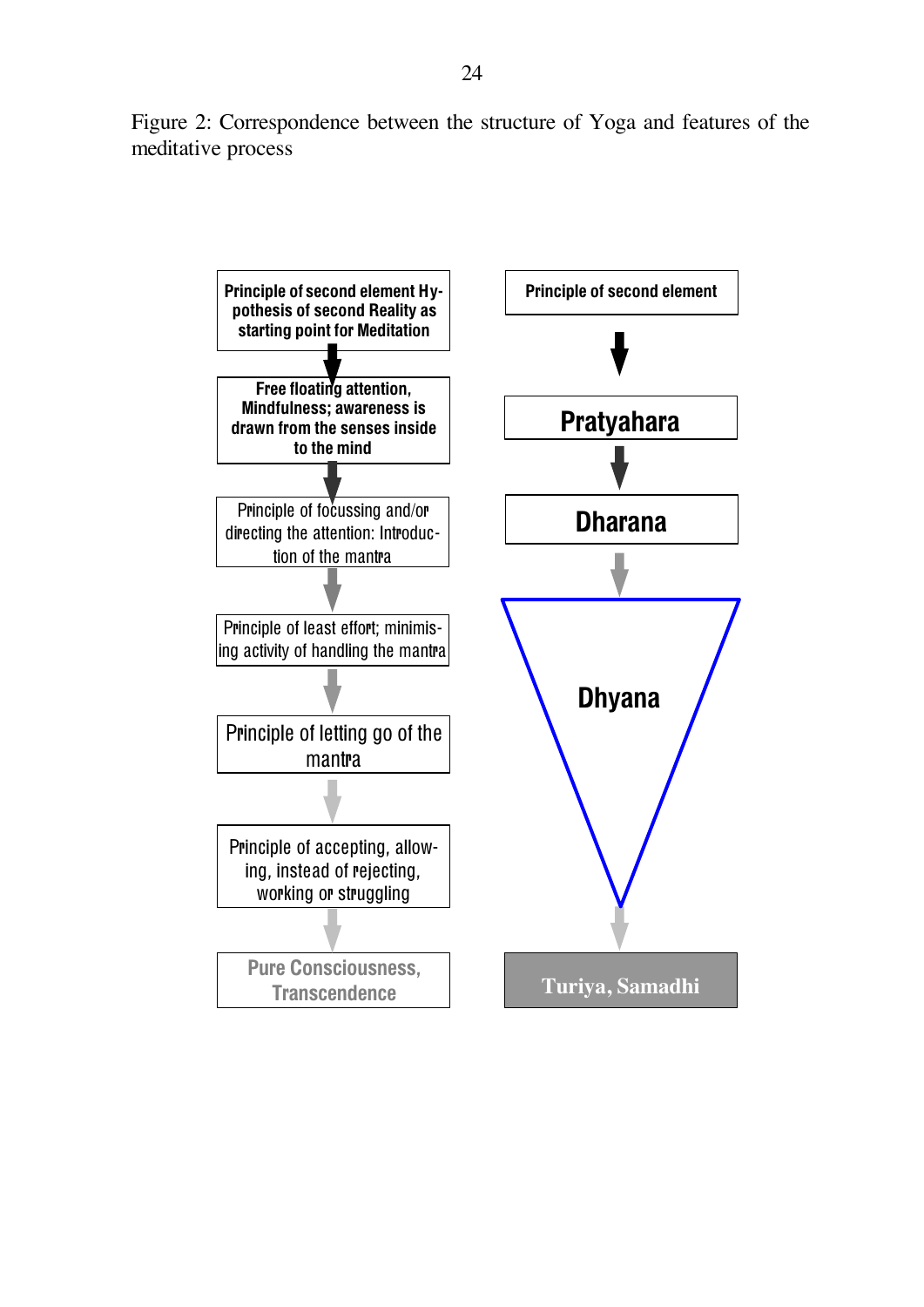Figure 2: Correspondence between the structure of Yoga and features of the meditative process

Principle of second element Hypothesis of second Reality as starting point for Meditation

Free floating attention, Mindfulness; awareness is drawn from the senses inside to the mind

Principle of focussing and/or directing the attention: Introduction of the mantra

Principle of least effort; minimising activity of handling the mantra

Principle of letting go of the mantra

Principle of accepting, allowing, instead of rejecting, working or struggling

Pure Consciousness, Transcendence

Principle of second element

Pratyahara

Dharana

Dhyana

Turiya, Samadhi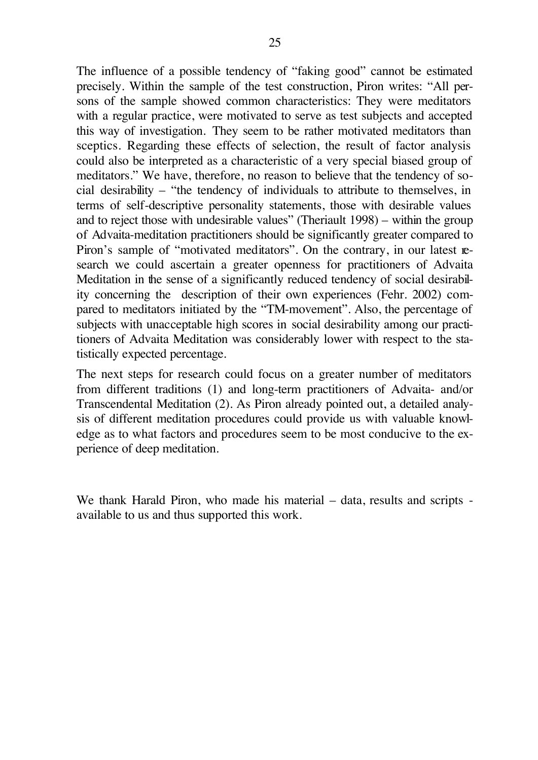The influence of a possible tendency of "faking good" cannot be estimated precisely. Within the sample of the test construction, Piron writes: "All persons of the sample showed common characteristics: They were meditators with a regular practice, were motivated to serve as test subjects and accepted this way of investigation. They seem to be rather motivated meditators than sceptics. Regarding these effects of selection, the result of factor analysis could also be interpreted as a characteristic of a very special biased group of meditators." We have, therefore, no reason to believe that the tendency of social desirability – "the tendency of individuals to attribute to themselves, in terms of self-descriptive personality statements, those with desirable values and to reject those with undesirable values" (Theriault 1998) – within the group of Advaita-meditation practitioners should be significantly greater compared to Piron's sample of "motivated meditators". On the contrary, in our latest research we could ascertain a greater openness for practitioners of Advaita Meditation in the sense of a significantly reduced tendency of social desirability concerning the description of their own experiences (Fehr. 2002) compared to meditators initiated by the "TM-movement". Also, the percentage of subjects with unacceptable high scores in social desirability among our practitioners of Advaita Meditation was considerably lower with respect to the statistically expected percentage.

The next steps for research could focus on a greater number of meditators from different traditions (1) and long-term practitioners of Advaita- and/or Transcendental Meditation (2). As Piron already pointed out, a detailed analysis of different meditation procedures could provide us with valuable knowledge as to what factors and procedures seem to be most conducive to the experience of deep meditation.

We thank Harald Piron, who made his material – data, results and scripts - available to us and thus supported this work.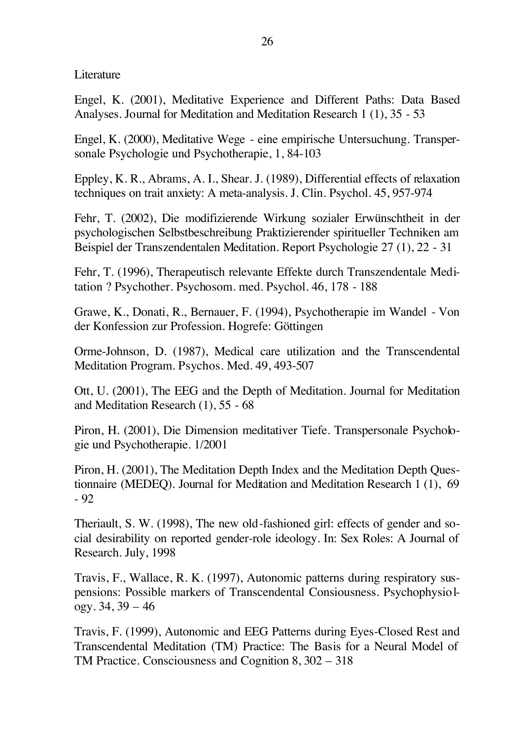Literature

Engel, K. (2001), Meditative Experience and Different Paths: Data Based Analyses. Journal for Meditation and Meditation Research 1 (1), 35 - 53

Engel, K. (2000), Meditative Wege - eine empirische Untersuchung. Transpersonale Psychologie und Psychotherapie, 1, 84-103

Eppley, K. R., Abrams, A. I., Shear. J. (1989), Differential effects of relaxation techniques on trait anxiety: A meta-analysis. J. Clin. Psychol. 45, 957-974

Fehr, T. (2002), Die modifizierende Wirkung sozialer Erwünschtheit in der psychologischen Selbstbeschreibung Praktizierender spiritueller Techniken am Beispiel der Transzendentalen Meditation. Report Psychologie 27 (1), 22 - 31

Fehr, T. (1996), Therapeutisch relevante Effekte durch Transzendentale Meditation ? Psychother. Psychosom. med. Psychol. 46, 178 - 188

Grawe, K., Donati, R., Bernauer, F. (1994), Psychotherapie im Wandel - Von der Konfession zur Profession. Hogrefe: Göttingen

Orme-Johnson, D. (1987), Medical care utilization and the Transcendental Meditation Program. Psychos. Med. 49, 493-507

Ott, U. (2001), The EEG and the Depth of Meditation. Journal for Meditation and Meditation Research (1), 55 - 68

Piron, H. (2001), Die Dimension meditativer Tiefe. Transpersonale Psychologie und Psychotherapie. 1/2001

Piron, H. (2001), The Meditation Depth Index and the Meditation Depth Questionnaire (MEDEQ). Journal for Meditation and Meditation Research 1 (1), 69 - 92

Theriault, S. W. (1998), The new old-fashioned girl: effects of gender and social desirability on reported gender-role ideology. In: Sex Roles: A Journal of Research. July, 1998

Travis, F., Wallace, R. K. (1997), Autonomic patterns during respiratory suspensions: Possible markers of Transcendental Consiousness. Psychophysiology. 34, 39 – 46

Travis, F. (1999), Autonomic and EEG Patterns during Eyes-Closed Rest and Transcendental Meditation (TM) Practice: The Basis for a Neural Model of TM Practice. Consciousness and Cognition 8, 302 – 318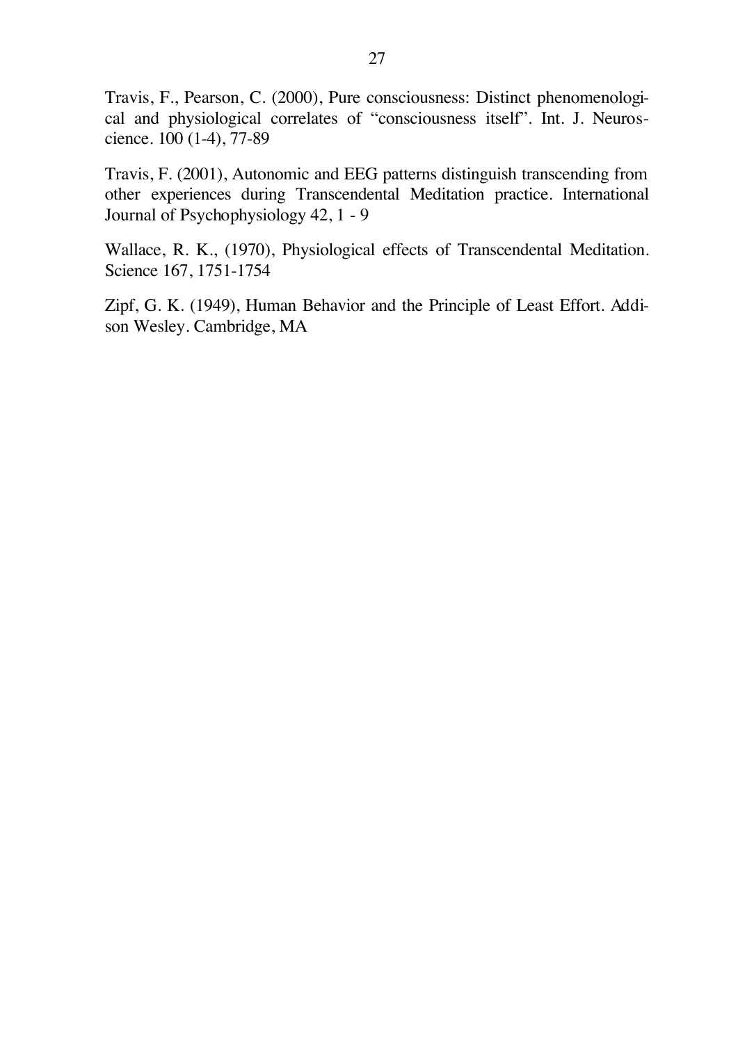Travis, F., Pearson, C. (2000), Pure consciousness: Distinct phenomenological and physiological correlates of "consciousness itself". Int. J. Neuroscience. 100 (1-4), 77-89

Travis, F. (2001), Autonomic and EEG patterns distinguish transcending from other experiences during Transcendental Meditation practice. International Journal of Psychophysiology 42, 1 - 9

Wallace, R. K., (1970), Physiological effects of Transcendental Meditation. Science 167, 1751-1754

Zipf, G. K. (1949), Human Behavior and the Principle of Least Effort. Addison Wesley. Cambridge, MA